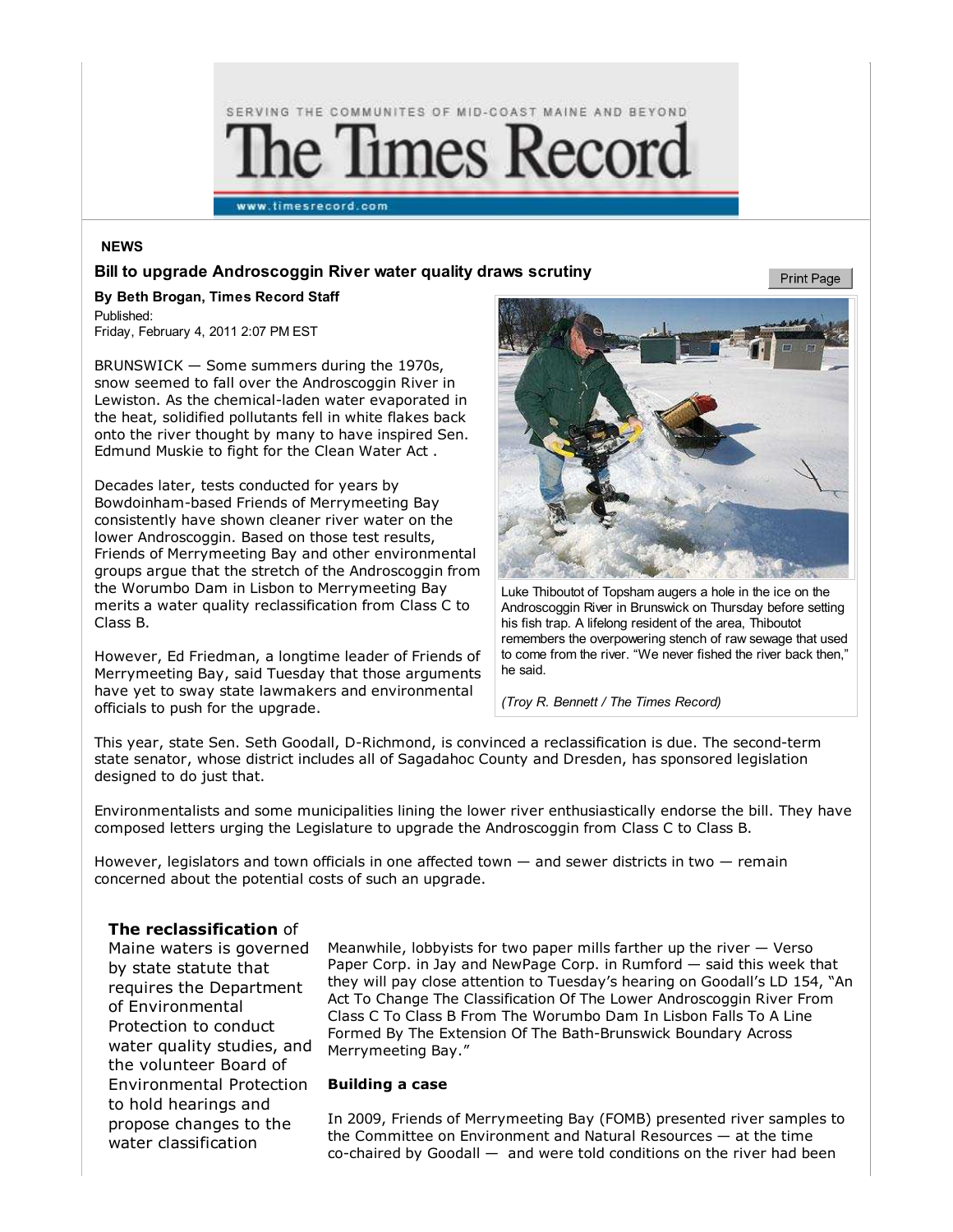SERVING THE COMMUNITES OF MID-COAST MAINE AND BEYOND

# The Times Record

www.timesrecord.com

**NEWS**

## Bill to upgrade Androscoggin River water quality draws scrutiny

**By Beth Brogan, Times Record Staff**

Published:
Friday, February 4, 2011 2:07 PM EST

BRUNSWICK — Some summers during the 1970s, snow seemed to fall over the Androscoggin River in Lewiston. As the chemical-laden water evaporated in the heat, solidified pollutants fell in white flakes back onto the river thought by many to have inspired Sen. Edmund Muskie to fight for the Clean Water Act .

Decades later, tests conducted for years by Bowdoinham-based Friends of Merrymeeting Bay consistently have shown cleaner river water on the lower Androscoggin. Based on those test results, Friends of Merrymeeting Bay and other environmental groups argue that the stretch of the Androscoggin from the Worumbo Dam in Lisbon to Merrymeeting Bay merits a water quality reclassification from Class C to Class B.

However, Ed Friedman, a longtime leader of Friends of Merrymeeting Bay, said Tuesday that those arguments have yet to sway state lawmakers and environmental officials to push for the upgrade.

Luke Thiboutot of Topsham augers a hole in the ice on the Androscoggin River in Brunswick on Thursday before setting his fish trap. A lifelong resident of the area, Thiboutot remembers the overpowering stench of raw sewage that used to come from the river. "We never fished the river back then," he said.

*(Troy R. Bennett / The Times Record)*

This year, state Sen. Seth Goodall, D-Richmond, is convinced a reclassification is due. The second-term state senator, whose district includes all of Sagadahoc County and Dresden, has sponsored legislation designed to do just that.

Environmentalists and some municipalities lining the lower river enthusiastically endorse the bill. They have composed letters urging the Legislature to upgrade the Androscoggin from Class C to Class B.

However, legislators and town officials in one affected town — and sewer districts in two — remain concerned about the potential costs of such an upgrade.

**The reclassification** of Maine waters is governed by state statute that requires the Department of Environmental Protection to conduct water quality studies, and the volunteer Board of Environmental Protection to hold hearings and propose changes to the water classification

Meanwhile, lobbyists for two paper mills farther up the river — Verso Paper Corp. in Jay and NewPage Corp. in Rumford — said this week that they will pay close attention to Tuesday's hearing on Goodall's LD 154, "An Act To Change The Classification Of The Lower Androscoggin River From Class C To Class B From The Worumbo Dam In Lisbon Falls To A Line Formed By The Extension Of The Bath-Brunswick Boundary Across Merrymeeting Bay."

**Building a case**

In 2009, Friends of Merrymeeting Bay (FOMB) presented river samples to the Committee on Environment and Natural Resources — at the time co-chaired by Goodall — and were told conditions on the river had been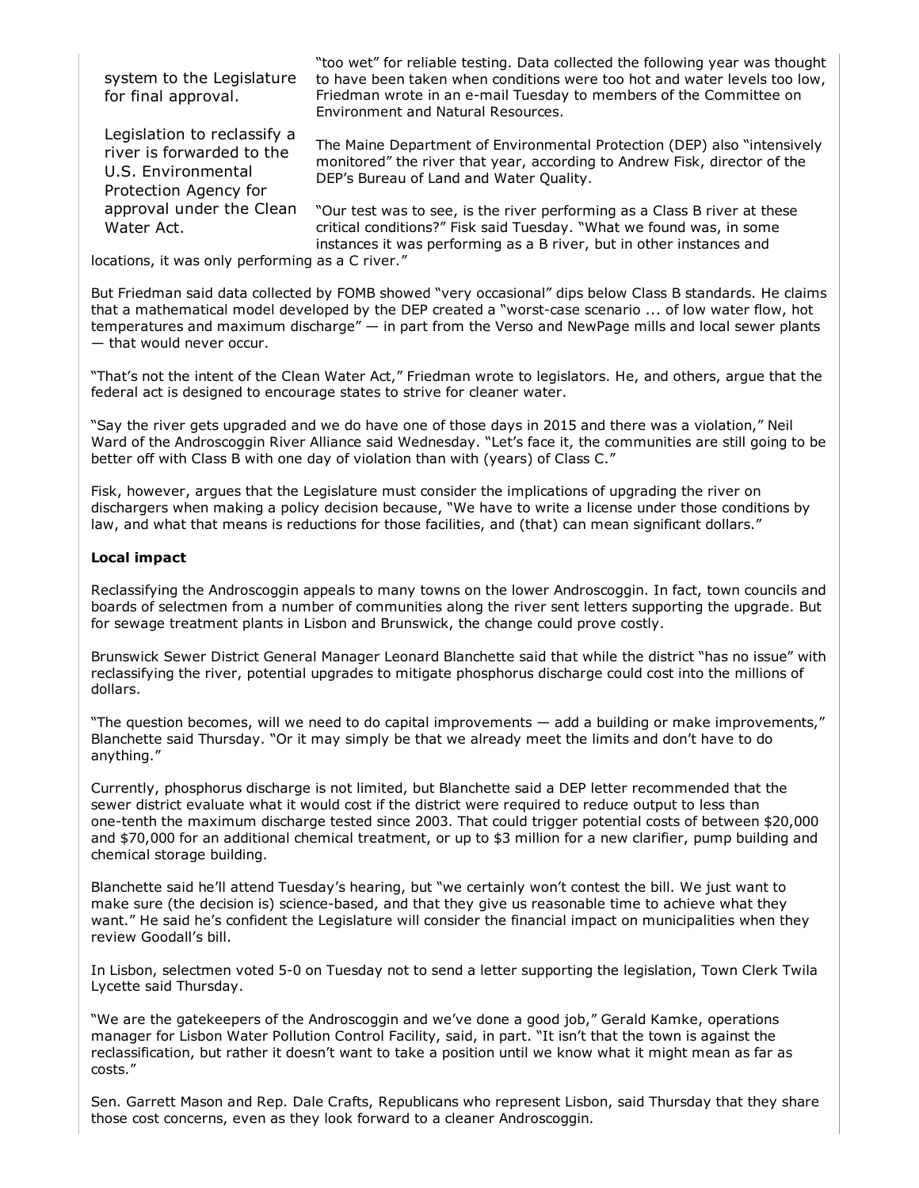system to the Legislature for final approval.

Legislation to reclassify a river is forwarded to the U.S. Environmental Protection Agency for approval under the Clean Water Act.

"too wet" for reliable testing. Data collected the following year was thought to have been taken when conditions were too hot and water levels too low, Friedman wrote in an e-mail Tuesday to members of the Committee on Environment and Natural Resources.

The Maine Department of Environmental Protection (DEP) also "intensively monitored" the river that year, according to Andrew Fisk, director of the DEP's Bureau of Land and Water Quality.

"Our test was to see, is the river performing as a Class B river at these critical conditions?" Fisk said Tuesday. "What we found was, in some instances it was performing as a B river, but in other instances and locations, it was only performing as a C river."

But Friedman said data collected by FOMB showed "very occasional" dips below Class B standards. He claims that a mathematical model developed by the DEP created a "worst-case scenario ... of low water flow, hot temperatures and maximum discharge" — in part from the Verso and NewPage mills and local sewer plants — that would never occur.

"That's not the intent of the Clean Water Act," Friedman wrote to legislators. He, and others, argue that the federal act is designed to encourage states to strive for cleaner water.

"Say the river gets upgraded and we do have one of those days in 2015 and there was a violation," Neil Ward of the Androscoggin River Alliance said Wednesday. "Let's face it, the communities are still going to be better off with Class B with one day of violation than with (years) of Class C."

Fisk, however, argues that the Legislature must consider the implications of upgrading the river on dischargers when making a policy decision because, "We have to write a license under those conditions by law, and what that means is reductions for those facilities, and (that) can mean significant dollars."

**Local impact**

Reclassifying the Androscoggin appeals to many towns on the lower Androscoggin. In fact, town councils and boards of selectmen from a number of communities along the river sent letters supporting the upgrade. But for sewage treatment plants in Lisbon and Brunswick, the change could prove costly.

Brunswick Sewer District General Manager Leonard Blanchette said that while the district "has no issue" with reclassifying the river, potential upgrades to mitigate phosphorus discharge could cost into the millions of dollars.

"The question becomes, will we need to do capital improvements — add a building or make improvements," Blanchette said Thursday. "Or it may simply be that we already meet the limits and don't have to do anything."

Currently, phosphorus discharge is not limited, but Blanchette said a DEP letter recommended that the sewer district evaluate what it would cost if the district were required to reduce output to less than one-tenth the maximum discharge tested since 2003. That could trigger potential costs of between $20,000 and $70,000 for an additional chemical treatment, or up to $3 million for a new clarifier, pump building and chemical storage building.

Blanchette said he'll attend Tuesday's hearing, but "we certainly won't contest the bill. We just want to make sure (the decision is) science-based, and that they give us reasonable time to achieve what they want." He said he's confident the Legislature will consider the financial impact on municipalities when they review Goodall's bill.

In Lisbon, selectmen voted 5-0 on Tuesday not to send a letter supporting the legislation, Town Clerk Twila Lycette said Thursday.

"We are the gatekeepers of the Androscoggin and we've done a good job," Gerald Kamke, operations manager for Lisbon Water Pollution Control Facility, said, in part. "It isn't that the town is against the reclassification, but rather it doesn't want to take a position until we know what it might mean as far as costs."

Sen. Garrett Mason and Rep. Dale Crafts, Republicans who represent Lisbon, said Thursday that they share those cost concerns, even as they look forward to a cleaner Androscoggin.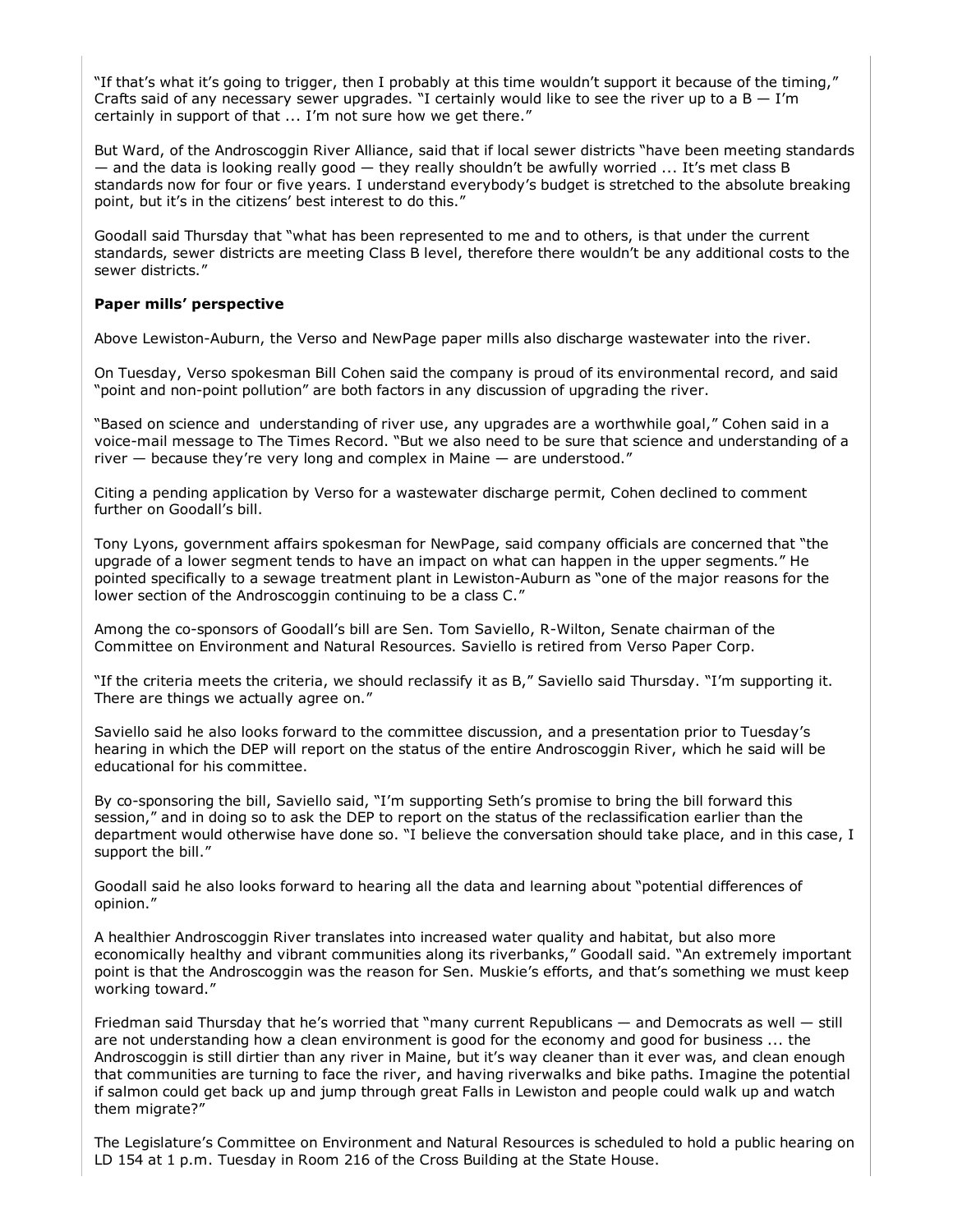"If that's what it's going to trigger, then I probably at this time wouldn't support it because of the timing," Crafts said of any necessary sewer upgrades. "I certainly would like to see the river up to a B — I'm certainly in support of that ... I'm not sure how we get there."

But Ward, of the Androscoggin River Alliance, said that if local sewer districts "have been meeting standards — and the data is looking really good — they really shouldn't be awfully worried ... It's met class B standards now for four or five years. I understand everybody's budget is stretched to the absolute breaking point, but it's in the citizens' best interest to do this."

Goodall said Thursday that "what has been represented to me and to others, is that under the current standards, sewer districts are meeting Class B level, therefore there wouldn't be any additional costs to the sewer districts."

**Paper mills' perspective**

Above Lewiston-Auburn, the Verso and NewPage paper mills also discharge wastewater into the river.

On Tuesday, Verso spokesman Bill Cohen said the company is proud of its environmental record, and said "point and non-point pollution" are both factors in any discussion of upgrading the river.

"Based on science and understanding of river use, any upgrades are a worthwhile goal," Cohen said in a voice-mail message to The Times Record. "But we also need to be sure that science and understanding of a river — because they're very long and complex in Maine — are understood."

Citing a pending application by Verso for a wastewater discharge permit, Cohen declined to comment further on Goodall's bill.

Tony Lyons, government affairs spokesman for NewPage, said company officials are concerned that "the upgrade of a lower segment tends to have an impact on what can happen in the upper segments." He pointed specifically to a sewage treatment plant in Lewiston-Auburn as "one of the major reasons for the lower section of the Androscoggin continuing to be a class C."

Among the co-sponsors of Goodall's bill are Sen. Tom Saviello, R-Wilton, Senate chairman of the Committee on Environment and Natural Resources. Saviello is retired from Verso Paper Corp.

"If the criteria meets the criteria, we should reclassify it as B," Saviello said Thursday. "I'm supporting it. There are things we actually agree on."

Saviello said he also looks forward to the committee discussion, and a presentation prior to Tuesday's hearing in which the DEP will report on the status of the entire Androscoggin River, which he said will be educational for his committee.

By co-sponsoring the bill, Saviello said, "I'm supporting Seth's promise to bring the bill forward this session," and in doing so to ask the DEP to report on the status of the reclassification earlier than the department would otherwise have done so. "I believe the conversation should take place, and in this case, I support the bill."

Goodall said he also looks forward to hearing all the data and learning about "potential differences of opinion."

A healthier Androscoggin River translates into increased water quality and habitat, but also more economically healthy and vibrant communities along its riverbanks," Goodall said. "An extremely important point is that the Androscoggin was the reason for Sen. Muskie's efforts, and that's something we must keep working toward."

Friedman said Thursday that he's worried that "many current Republicans — and Democrats as well — still are not understanding how a clean environment is good for the economy and good for business ... the Androscoggin is still dirtier than any river in Maine, but it's way cleaner than it ever was, and clean enough that communities are turning to face the river, and having riverwalks and bike paths. Imagine the potential if salmon could get back up and jump through great Falls in Lewiston and people could walk up and watch them migrate?"

The Legislature's Committee on Environment and Natural Resources is scheduled to hold a public hearing on LD 154 at 1 p.m. Tuesday in Room 216 of the Cross Building at the State House.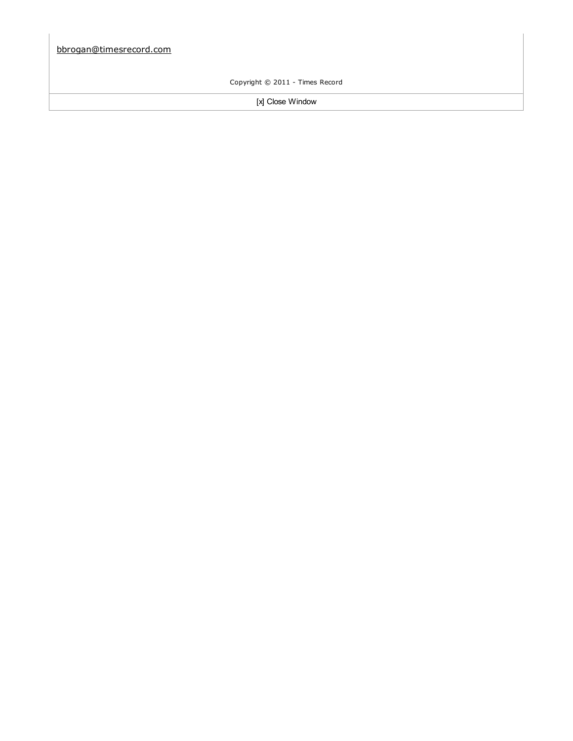bbrogan@timesrecord.com

Copyright © 2011 - Times Record

[x] Close Window